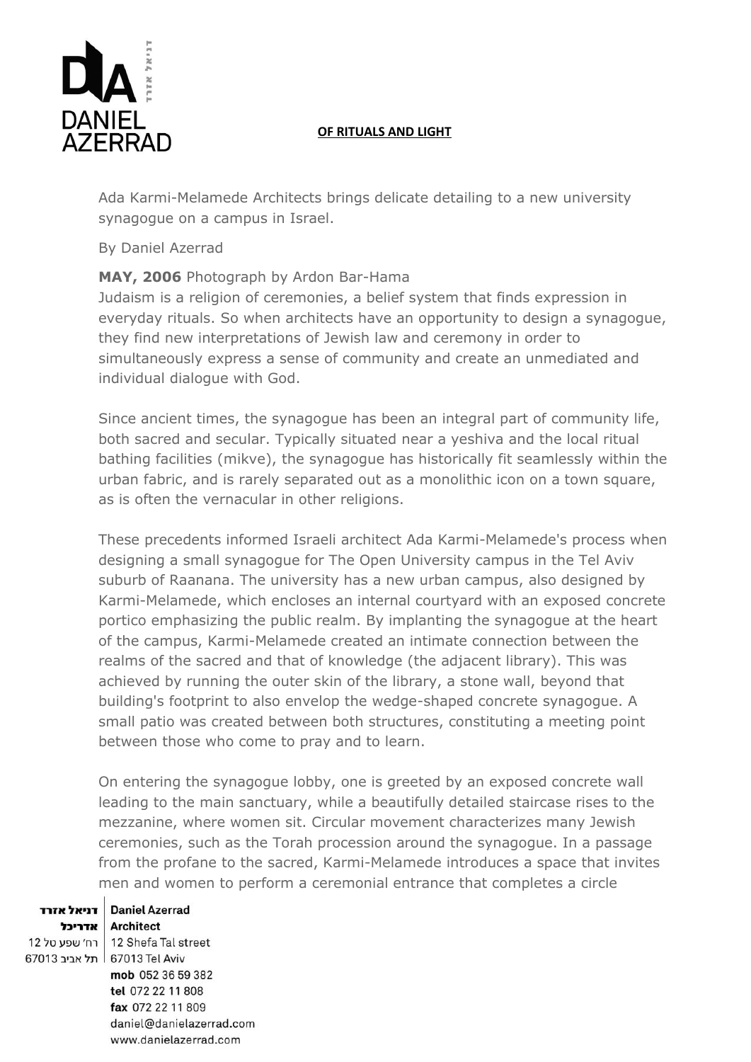# OF RITUALS AND LIGHT

Ada Karmi-Melamede Architects brings delicate detailing to a new university synagogue on a campus in Israel.

By Daniel Azerrad

**MAY, 2006** Photograph by Ardon Bar-Hama

Judaism is a religion of ceremonies, a belief system that finds expression in everyday rituals. So when architects have an opportunity to design a synagogue, they find new interpretations of Jewish law and ceremony in order to simultaneously express a sense of community and create an unmediated and individual dialogue with God.

Since ancient times, the synagogue has been an integral part of community life, both sacred and secular. Typically situated near a yeshiva and the local ritual bathing facilities (mikve), the synagogue has historically fit seamlessly within the urban fabric, and is rarely separated out as a monolithic icon on a town square, as is often the vernacular in other religions.

These precedents informed Israeli architect Ada Karmi-Melamede's process when designing a small synagogue for The Open University campus in the Tel Aviv suburb of Raanana. The university has a new urban campus, also designed by Karmi-Melamede, which encloses an internal courtyard with an exposed concrete portico emphasizing the public realm. By implanting the synagogue at the heart of the campus, Karmi-Melamede created an intimate connection between the realms of the sacred and that of knowledge (the adjacent library). This was achieved by running the outer skin of the library, a stone wall, beyond that building's footprint to also envelop the wedge-shaped concrete synagogue. A small patio was created between both structures, constituting a meeting point between those who come to pray and to learn.

On entering the synagogue lobby, one is greeted by an exposed concrete wall leading to the main sanctuary, while a beautifully detailed staircase rises to the mezzanine, where women sit. Circular movement characterizes many Jewish ceremonies, such as the Torah procession around the synagogue. In a passage from the profane to the sacred, Karmi-Melamede introduces a space that invites men and women to perform a ceremonial entrance that completes a circle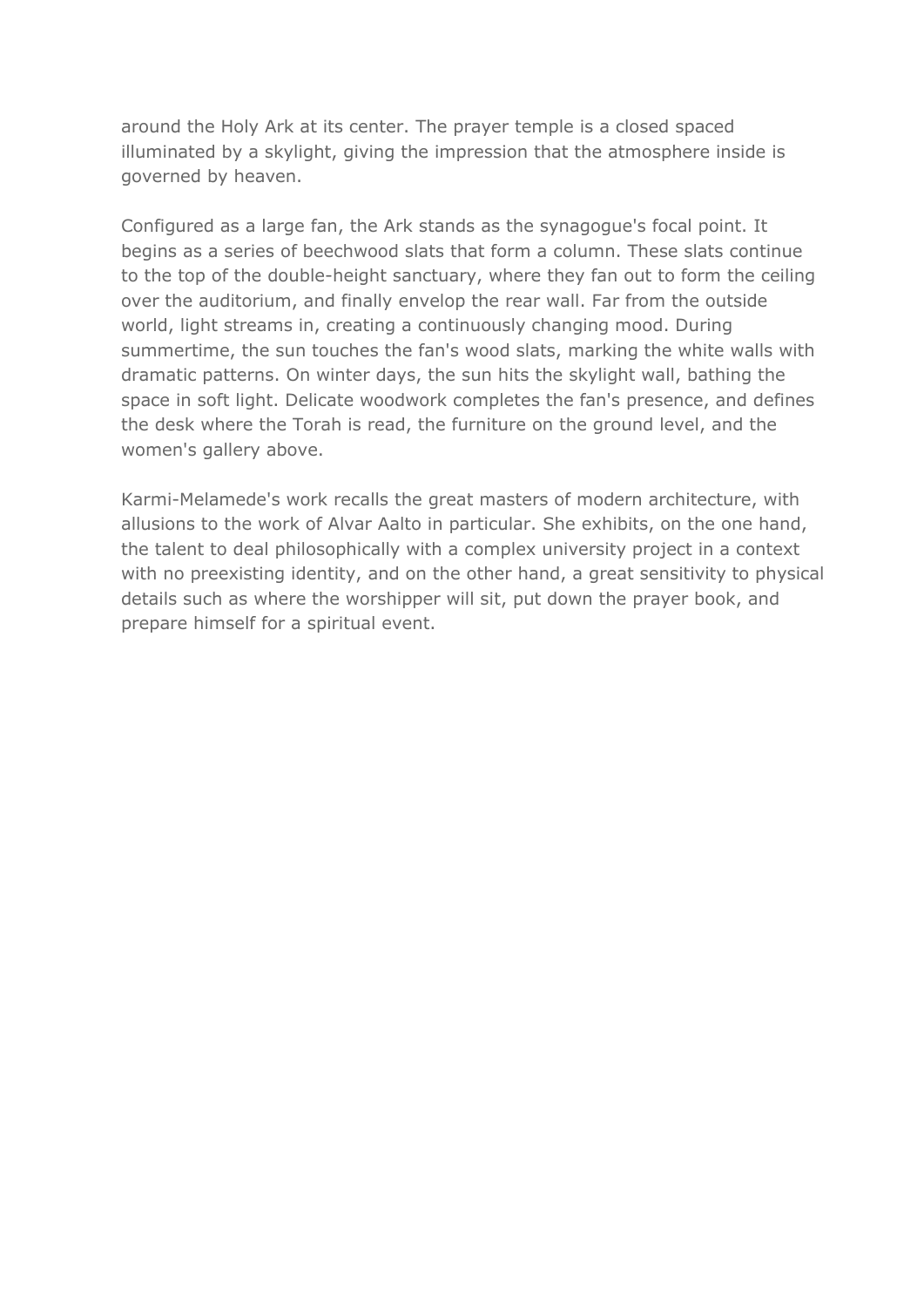around the Holy Ark at its center. The prayer temple is a closed spaced illuminated by a skylight, giving the impression that the atmosphere inside is governed by heaven.

Configured as a large fan, the Ark stands as the synagogue's focal point. It begins as a series of beechwood slats that form a column. These slats continue to the top of the double-height sanctuary, where they fan out to form the ceiling over the auditorium, and finally envelop the rear wall. Far from the outside world, light streams in, creating a continuously changing mood. During summertime, the sun touches the fan's wood slats, marking the white walls with dramatic patterns. On winter days, the sun hits the skylight wall, bathing the space in soft light. Delicate woodwork completes the fan's presence, and defines the desk where the Torah is read, the furniture on the ground level, and the women's gallery above.

Karmi-Melamede's work recalls the great masters of modern architecture, with allusions to the work of Alvar Aalto in particular. She exhibits, on the one hand, the talent to deal philosophically with a complex university project in a context with no preexisting identity, and on the other hand, a great sensitivity to physical details such as where the worshipper will sit, put down the prayer book, and prepare himself for a spiritual event.